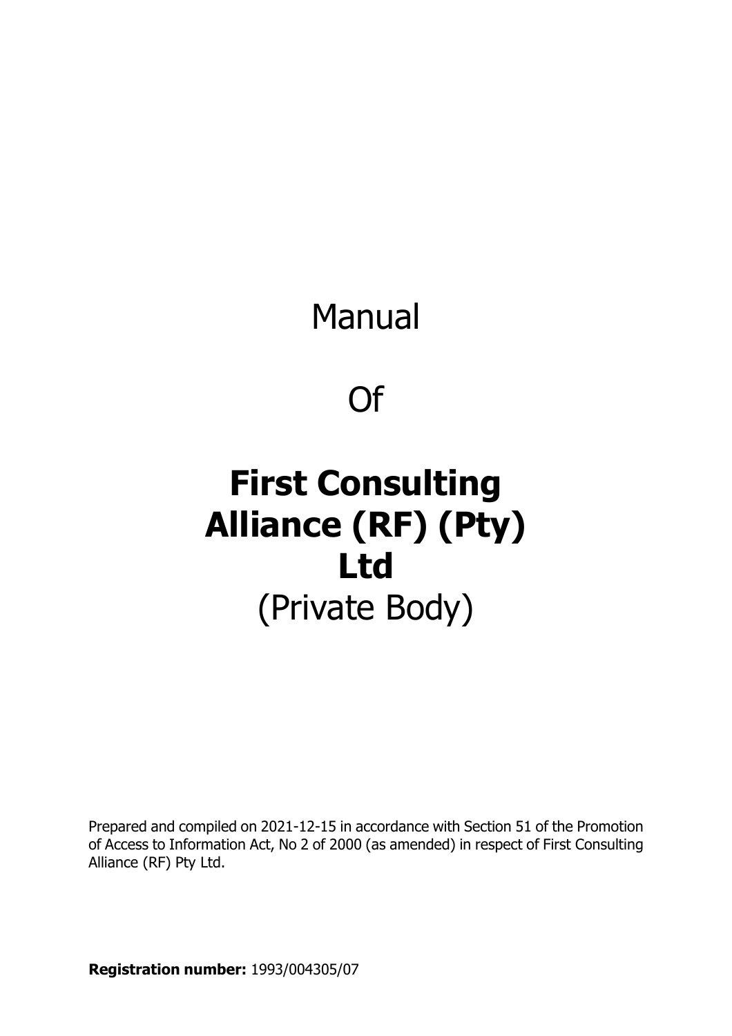# Manual

# Of

# **First Consulting Alliance (RF) (Pty) Ltd**

(Private Body)

Prepared and compiled on 2021-12-15 in accordance with Section 51 of the Promotion of Access to Information Act, No 2 of 2000 (as amended) in respect of First Consulting Alliance (RF) Pty Ltd.

**Registration number:** 1993/004305/07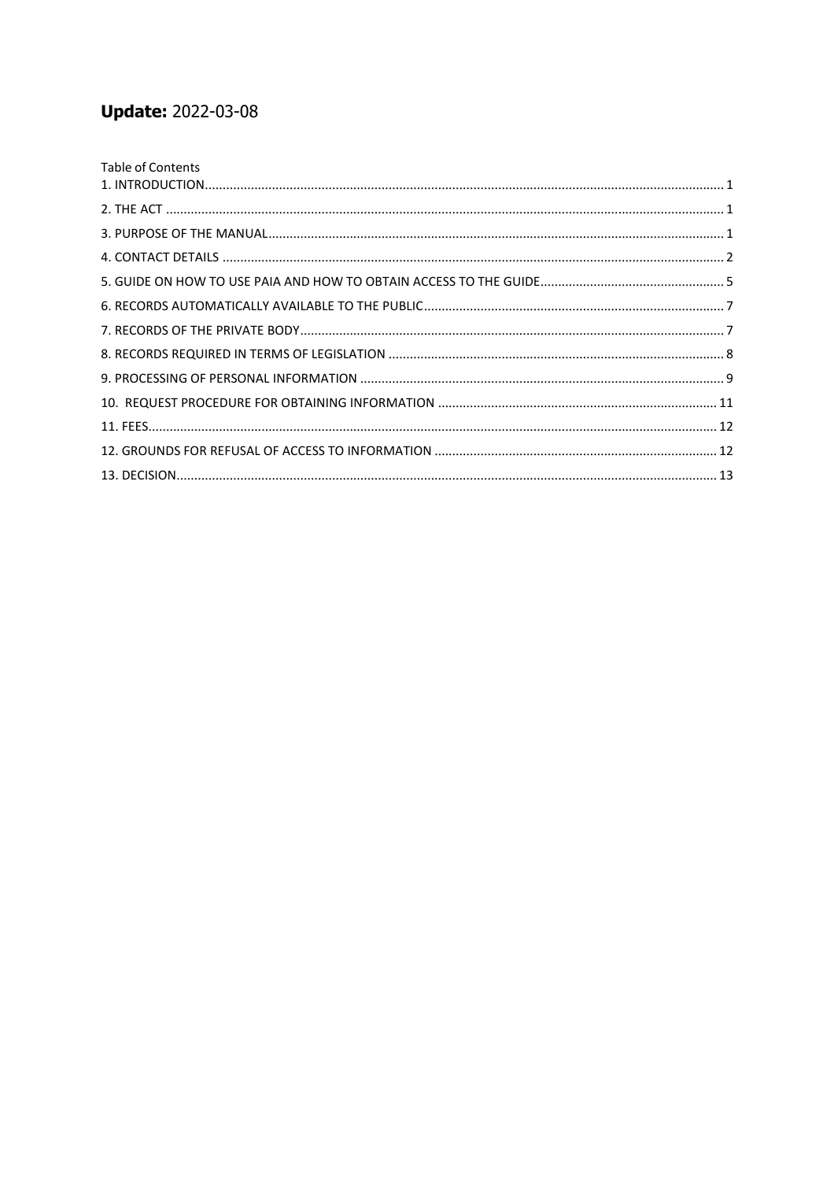**Update:** 2022-03-08

Table of Contents

1. INTRODUCTION .......... 1
2. THE ACT .......... 1
3. PURPOSE OF THE MANUAL .......... 1
4. CONTACT DETAILS .......... 2
5. GUIDE ON HOW TO USE PAIA AND HOW TO OBTAIN ACCESS TO THE GUIDE .......... 5
6. RECORDS AUTOMATICALLY AVAILABLE TO THE PUBLIC .......... 7
7. RECORDS OF THE PRIVATE BODY .......... 7
8. RECORDS REQUIRED IN TERMS OF LEGISLATION .......... 8
9. PROCESSING OF PERSONAL INFORMATION .......... 9
10. REQUEST PROCEDURE FOR OBTAINING INFORMATION .......... 11
11. FEES .......... 12
12. GROUNDS FOR REFUSAL OF ACCESS TO INFORMATION .......... 12
13. DECISION .......... 13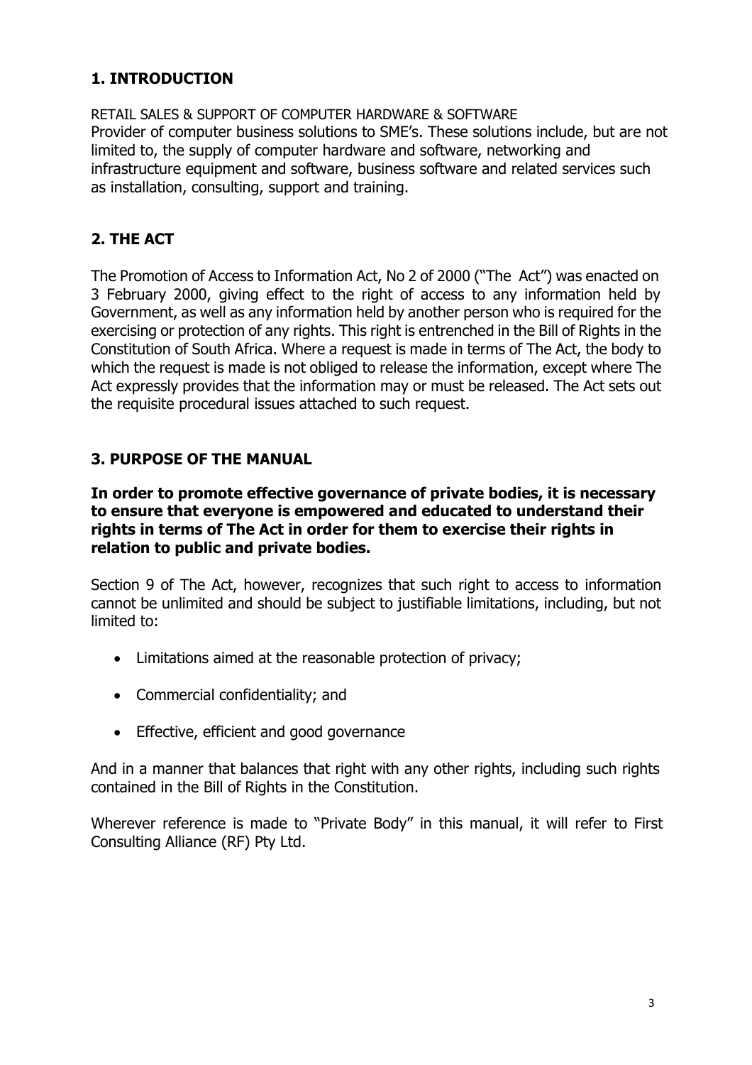## 1. INTRODUCTION

RETAIL SALES & SUPPORT OF COMPUTER HARDWARE & SOFTWARE
Provider of computer business solutions to SME's. These solutions include, but are not limited to, the supply of computer hardware and software, networking and infrastructure equipment and software, business software and related services such as installation, consulting, support and training.

## 2. THE ACT

The Promotion of Access to Information Act, No 2 of 2000 ("The Act") was enacted on 3 February 2000, giving effect to the right of access to any information held by Government, as well as any information held by another person who is required for the exercising or protection of any rights. This right is entrenched in the Bill of Rights in the Constitution of South Africa. Where a request is made in terms of The Act, the body to which the request is made is not obliged to release the information, except where The Act expressly provides that the information may or must be released. The Act sets out the requisite procedural issues attached to such request.

## 3. PURPOSE OF THE MANUAL

**In order to promote effective governance of private bodies, it is necessary to ensure that everyone is empowered and educated to understand their rights in terms of The Act in order for them to exercise their rights in relation to public and private bodies.**

Section 9 of The Act, however, recognizes that such right to access to information cannot be unlimited and should be subject to justifiable limitations, including, but not limited to:

- Limitations aimed at the reasonable protection of privacy;
- Commercial confidentiality; and
- Effective, efficient and good governance

And in a manner that balances that right with any other rights, including such rights contained in the Bill of Rights in the Constitution.

Wherever reference is made to "Private Body" in this manual, it will refer to First Consulting Alliance (RF) Pty Ltd.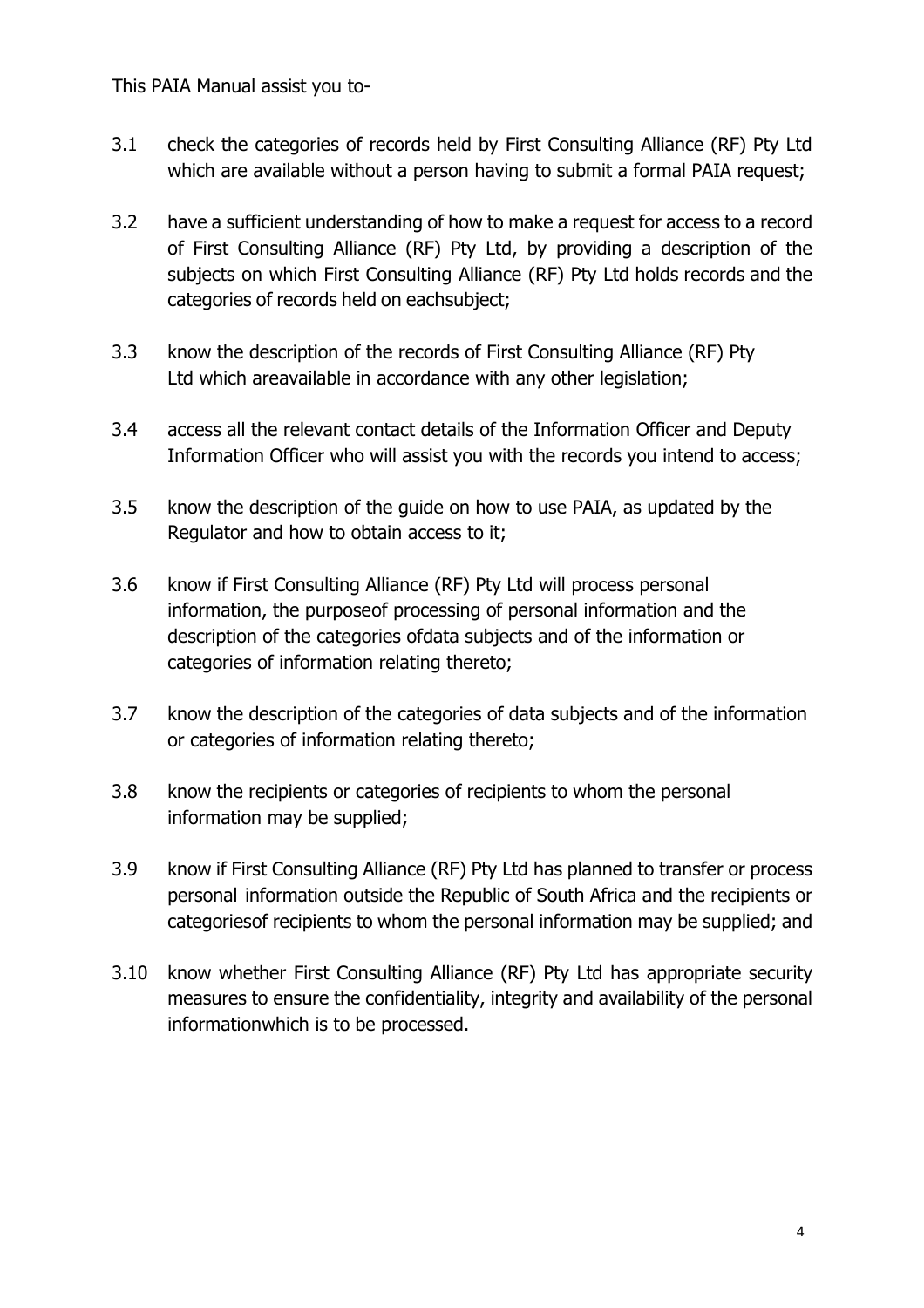This PAIA Manual assist you to-

3.1 check the categories of records held by First Consulting Alliance (RF) Pty Ltd which are available without a person having to submit a formal PAIA request;

3.2 have a sufficient understanding of how to make a request for access to a record of First Consulting Alliance (RF) Pty Ltd, by providing a description of the subjects on which First Consulting Alliance (RF) Pty Ltd holds records and the categories of records held on eachsubject;

3.3 know the description of the records of First Consulting Alliance (RF) Pty Ltd which areavailable in accordance with any other legislation;

3.4 access all the relevant contact details of the Information Officer and Deputy Information Officer who will assist you with the records you intend to access;

3.5 know the description of the guide on how to use PAIA, as updated by the Regulator and how to obtain access to it;

3.6 know if First Consulting Alliance (RF) Pty Ltd will process personal information, the purposeof processing of personal information and the description of the categories ofdata subjects and of the information or categories of information relating thereto;

3.7 know the description of the categories of data subjects and of the information or categories of information relating thereto;

3.8 know the recipients or categories of recipients to whom the personal information may be supplied;

3.9 know if First Consulting Alliance (RF) Pty Ltd has planned to transfer or process personal information outside the Republic of South Africa and the recipients or categoriesof recipients to whom the personal information may be supplied; and

3.10 know whether First Consulting Alliance (RF) Pty Ltd has appropriate security measures to ensure the confidentiality, integrity and availability of the personal informationwhich is to be processed.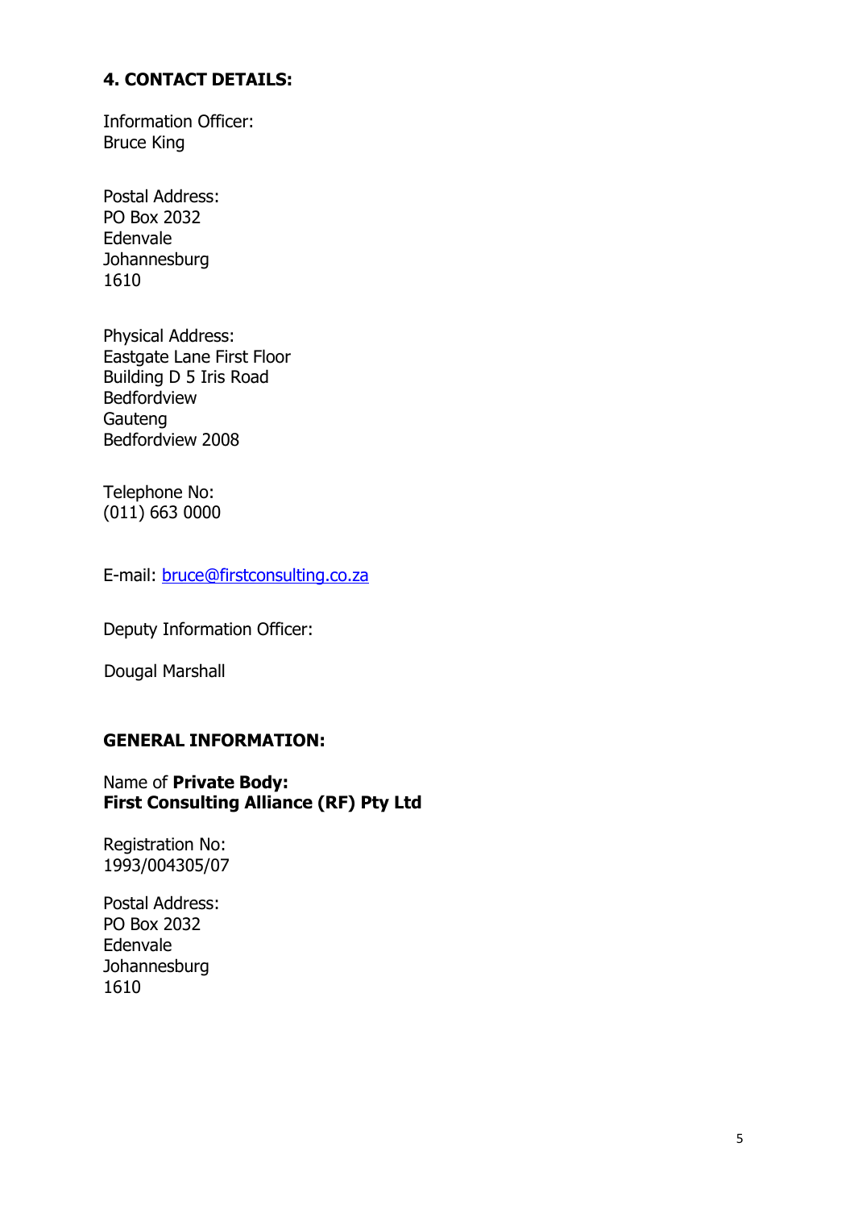## 4. CONTACT DETAILS:

Information Officer:
Bruce King

Postal Address:
PO Box 2032
Edenvale
Johannesburg
1610

Physical Address:
Eastgate Lane First Floor
Building D 5 Iris Road
Bedfordview
Gauteng
Bedfordview 2008

Telephone No:
(011) 663 0000

E-mail: bruce@firstconsulting.co.za

Deputy Information Officer:

Dougal Marshall

## GENERAL INFORMATION:

Name of **Private Body:**
**First Consulting Alliance (RF) Pty Ltd**

Registration No:
1993/004305/07

Postal Address:
PO Box 2032
Edenvale
Johannesburg
1610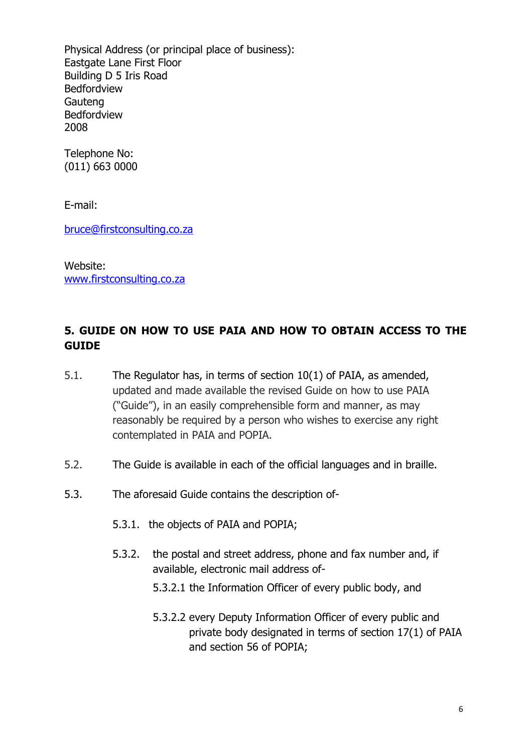Physical Address (or principal place of business):
Eastgate Lane First Floor
Building D 5 Iris Road
Bedfordview
Gauteng
Bedfordview
2008

Telephone No:
(011) 663 0000

E-mail:

bruce@firstconsulting.co.za

Website:
www.firstconsulting.co.za

## 5. GUIDE ON HOW TO USE PAIA AND HOW TO OBTAIN ACCESS TO THE GUIDE

5.1. The Regulator has, in terms of section 10(1) of PAIA, as amended, updated and made available the revised Guide on how to use PAIA ("Guide"), in an easily comprehensible form and manner, as may reasonably be required by a person who wishes to exercise any right contemplated in PAIA and POPIA.

5.2. The Guide is available in each of the official languages and in braille.

5.3. The aforesaid Guide contains the description of-

5.3.1. the objects of PAIA and POPIA;

5.3.2. the postal and street address, phone and fax number and, if available, electronic mail address of-

5.3.2.1 the Information Officer of every public body, and

5.3.2.2 every Deputy Information Officer of every public and private body designated in terms of section 17(1) of PAIA and section 56 of POPIA;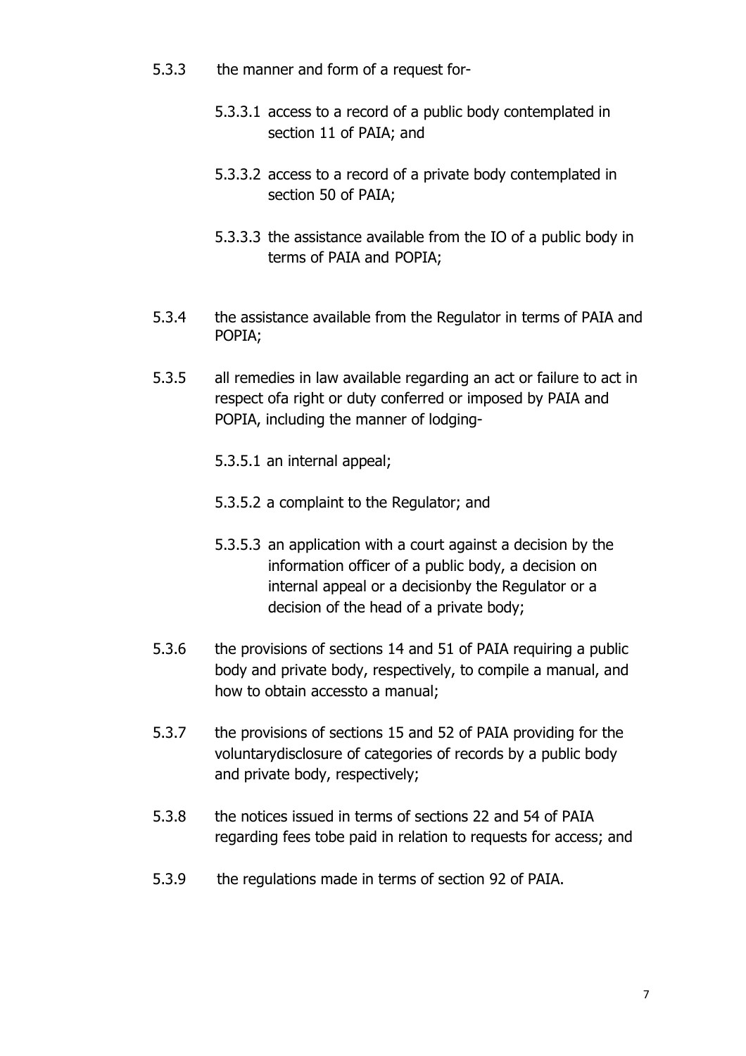5.3.3 the manner and form of a request for-

5.3.3.1 access to a record of a public body contemplated in section 11 of PAIA; and

5.3.3.2 access to a record of a private body contemplated in section 50 of PAIA;

5.3.3.3 the assistance available from the IO of a public body in terms of PAIA and POPIA;

5.3.4 the assistance available from the Regulator in terms of PAIA and POPIA;

5.3.5 all remedies in law available regarding an act or failure to act in respect ofa right or duty conferred or imposed by PAIA and POPIA, including the manner of lodging-

5.3.5.1 an internal appeal;

5.3.5.2 a complaint to the Regulator; and

5.3.5.3 an application with a court against a decision by the information officer of a public body, a decision on internal appeal or a decisionby the Regulator or a decision of the head of a private body;

5.3.6 the provisions of sections 14 and 51 of PAIA requiring a public body and private body, respectively, to compile a manual, and how to obtain accessto a manual;

5.3.7 the provisions of sections 15 and 52 of PAIA providing for the voluntarydisclosure of categories of records by a public body and private body, respectively;

5.3.8 the notices issued in terms of sections 22 and 54 of PAIA regarding fees tobe paid in relation to requests for access; and

5.3.9 the regulations made in terms of section 92 of PAIA.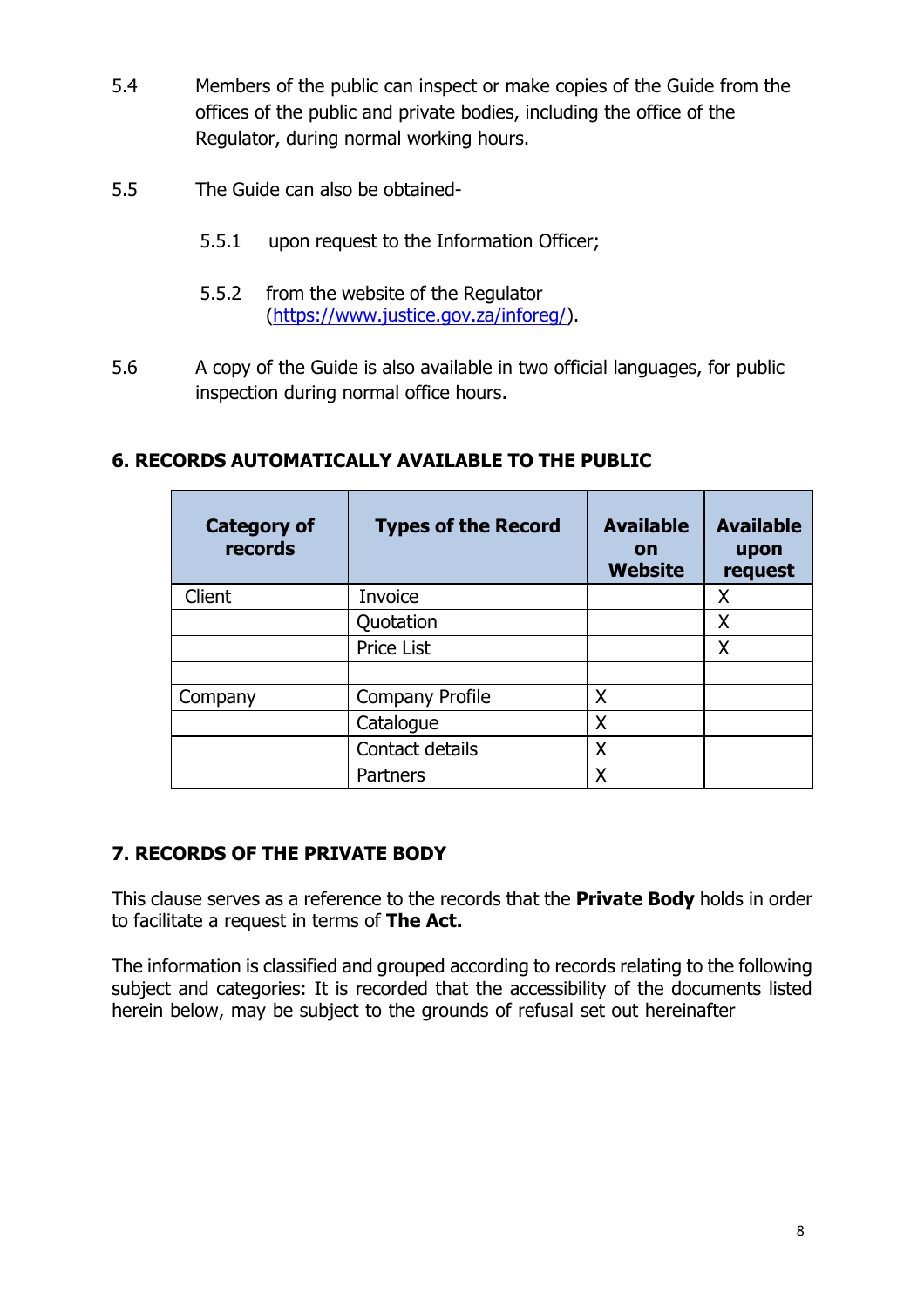5.4 Members of the public can inspect or make copies of the Guide from the offices of the public and private bodies, including the office of the Regulator, during normal working hours.

5.5 The Guide can also be obtained-

5.5.1 upon request to the Information Officer;

5.5.2 from the website of the Regulator (https://www.justice.gov.za/inforeg/).

5.6 A copy of the Guide is also available in two official languages, for public inspection during normal office hours.

## 6. RECORDS AUTOMATICALLY AVAILABLE TO THE PUBLIC

| Category of records | Types of the Record | Available on Website | Available upon request |
|---|---|---|---|
| Client | Invoice | | X |
| | Quotation | | X |
| | Price List | | X |
| | | | |
| Company | Company Profile | X | |
| | Catalogue | X | |
| | Contact details | X | |
| | Partners | X | |

## 7. RECORDS OF THE PRIVATE BODY

This clause serves as a reference to the records that the **Private Body** holds in order to facilitate a request in terms of **The Act.**

The information is classified and grouped according to records relating to the following subject and categories: It is recorded that the accessibility of the documents listed herein below, may be subject to the grounds of refusal set out hereinafter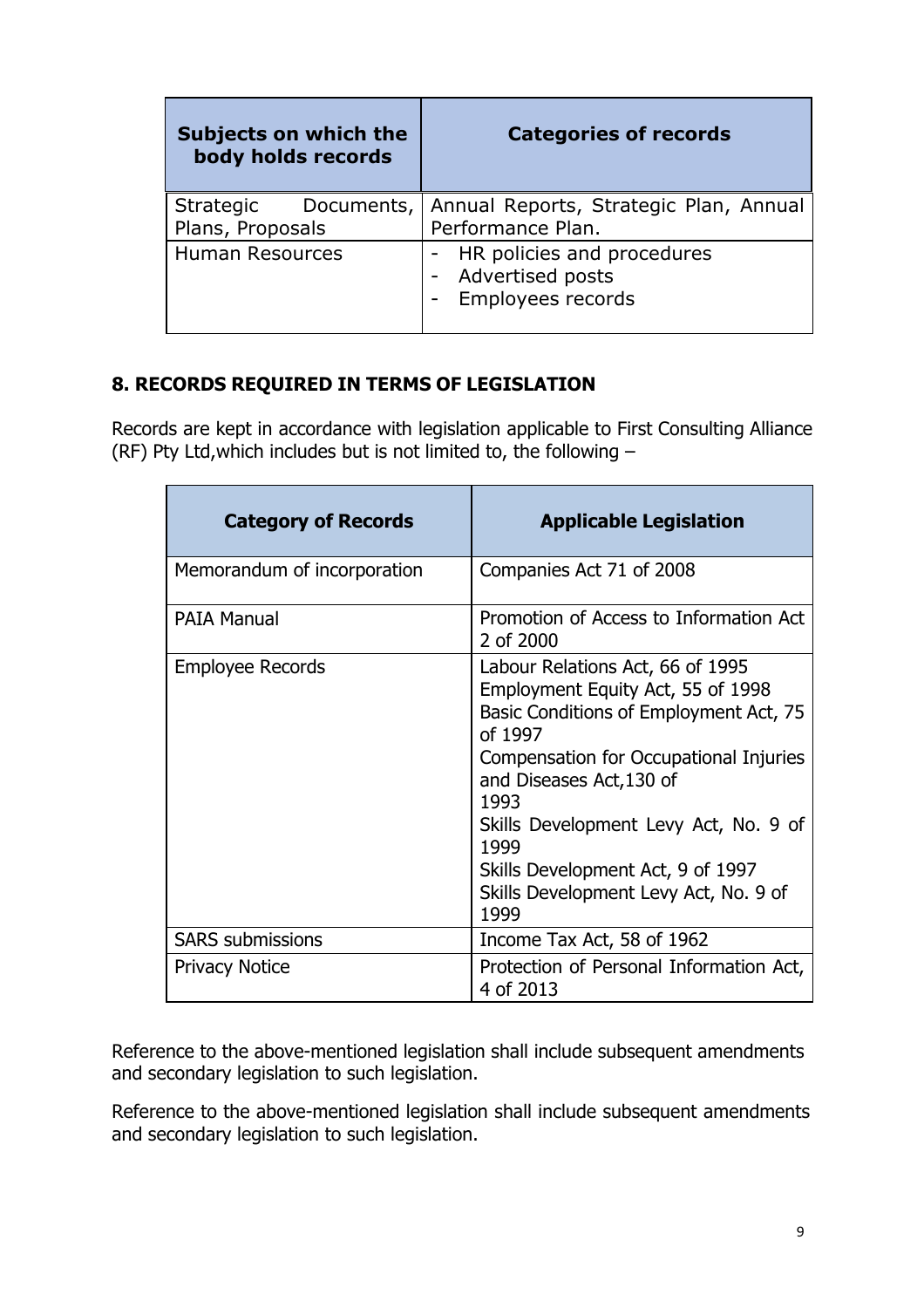| Subjects on which the body holds records | Categories of records |
| --- | --- |
| Strategic Documents, Plans, Proposals | Annual Reports, Strategic Plan, Annual Performance Plan. |
| Human Resources | - HR policies and procedures<br>- Advertised posts<br>- Employees records |

## 8. RECORDS REQUIRED IN TERMS OF LEGISLATION

Records are kept in accordance with legislation applicable to First Consulting Alliance (RF) Pty Ltd,which includes but is not limited to, the following –

| Category of Records | Applicable Legislation |
| --- | --- |
| Memorandum of incorporation | Companies Act 71 of 2008 |
| PAIA Manual | Promotion of Access to Information Act 2 of 2000 |
| Employee Records | Labour Relations Act, 66 of 1995<br>Employment Equity Act, 55 of 1998<br>Basic Conditions of Employment Act, 75 of 1997<br>Compensation for Occupational Injuries and Diseases Act,130 of 1993<br>Skills Development Levy Act, No. 9 of 1999<br>Skills Development Act, 9 of 1997<br>Skills Development Levy Act, No. 9 of 1999 |
| SARS submissions | Income Tax Act, 58 of 1962 |
| Privacy Notice | Protection of Personal Information Act, 4 of 2013 |

Reference to the above-mentioned legislation shall include subsequent amendments and secondary legislation to such legislation.

Reference to the above-mentioned legislation shall include subsequent amendments and secondary legislation to such legislation.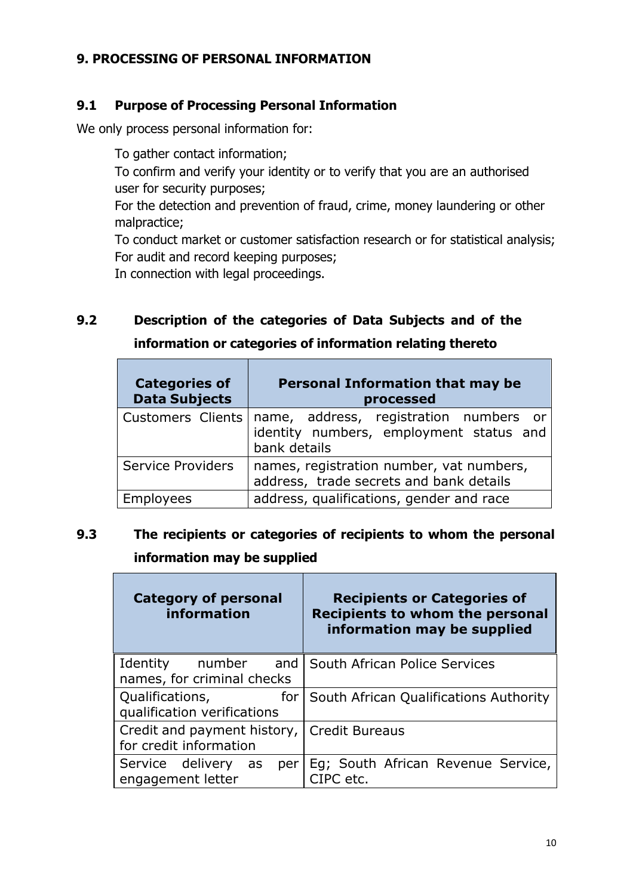## 9. PROCESSING OF PERSONAL INFORMATION

### 9.1 Purpose of Processing Personal Information

We only process personal information for:

- To gather contact information;
- To confirm and verify your identity or to verify that you are an authorised user for security purposes;
- For the detection and prevention of fraud, crime, money laundering or other malpractice;
- To conduct market or customer satisfaction research or for statistical analysis;
- For audit and record keeping purposes;
- In connection with legal proceedings.

### 9.2 Description of the categories of Data Subjects and of the information or categories of information relating thereto

| Categories of Data Subjects | Personal Information that may be processed |
|---|---|
| Customers Clients | name, address, registration numbers or identity numbers, employment status and bank details |
| Service Providers | names, registration number, vat numbers, address, trade secrets and bank details |
| Employees | address, qualifications, gender and race |

### 9.3 The recipients or categories of recipients to whom the personal information may be supplied

| Category of personal information | Recipients or Categories of Recipients to whom the personal information may be supplied |
|---|---|
| Identity number and names, for criminal checks | South African Police Services |
| Qualifications, for qualification verifications | South African Qualifications Authority |
| Credit and payment history, for credit information | Credit Bureaus |
| Service delivery as per engagement letter | Eg; South African Revenue Service, CIPC etc. |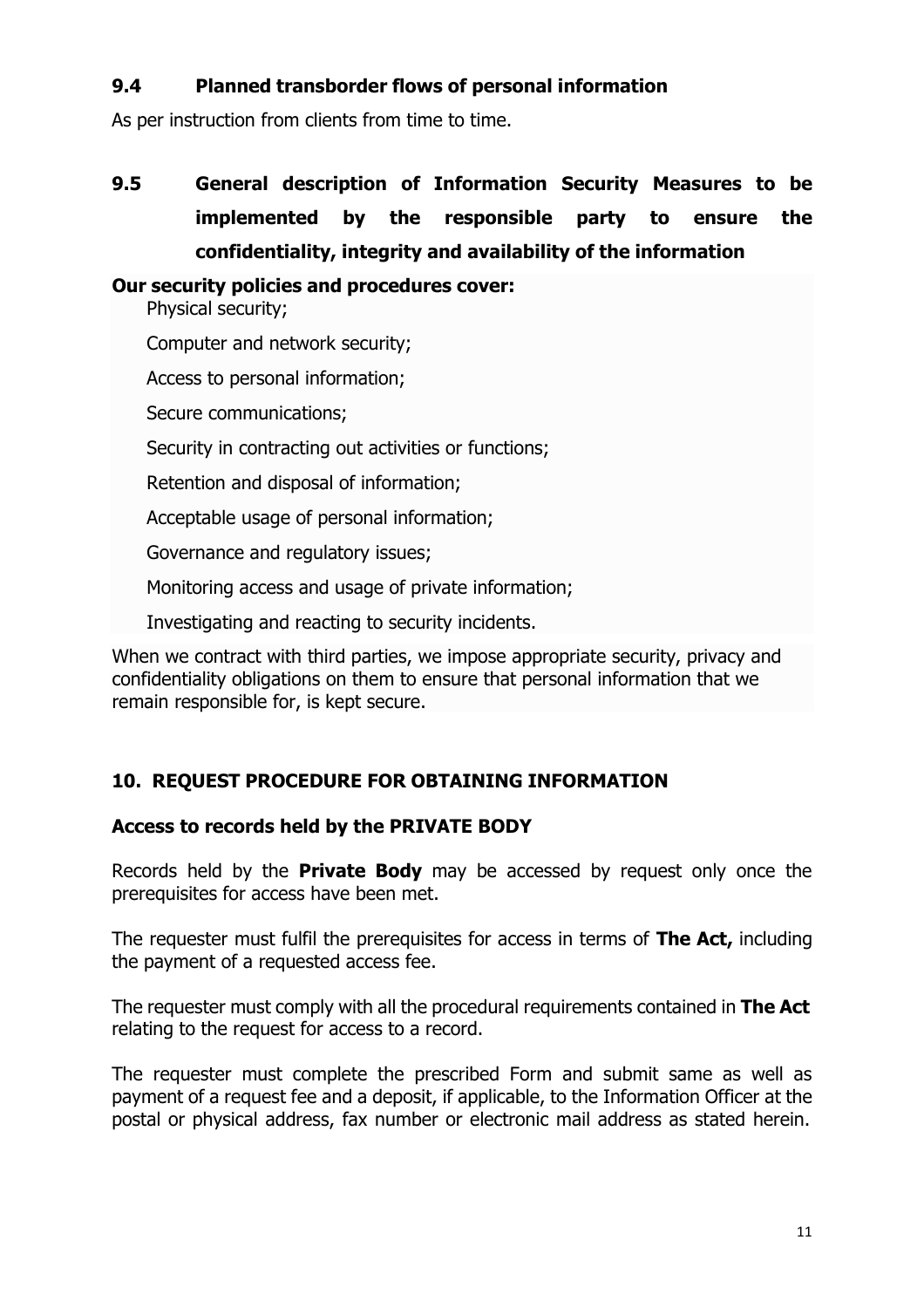### 9.4 Planned transborder flows of personal information

As per instruction from clients from time to time.

### 9.5 General description of Information Security Measures to be implemented by the responsible party to ensure the confidentiality, integrity and availability of the information

**Our security policies and procedures cover:**

- Physical security;
- Computer and network security;
- Access to personal information;
- Secure communications;
- Security in contracting out activities or functions;
- Retention and disposal of information;
- Acceptable usage of personal information;
- Governance and regulatory issues;
- Monitoring access and usage of private information;
- Investigating and reacting to security incidents.

When we contract with third parties, we impose appropriate security, privacy and confidentiality obligations on them to ensure that personal information that we remain responsible for, is kept secure.

## 10. REQUEST PROCEDURE FOR OBTAINING INFORMATION

### Access to records held by the PRIVATE BODY

Records held by the **Private Body** may be accessed by request only once the prerequisites for access have been met.

The requester must fulfil the prerequisites for access in terms of **The Act,** including the payment of a requested access fee.

The requester must comply with all the procedural requirements contained in **The Act** relating to the request for access to a record.

The requester must complete the prescribed Form and submit same as well as payment of a request fee and a deposit, if applicable, to the Information Officer at the postal or physical address, fax number or electronic mail address as stated herein.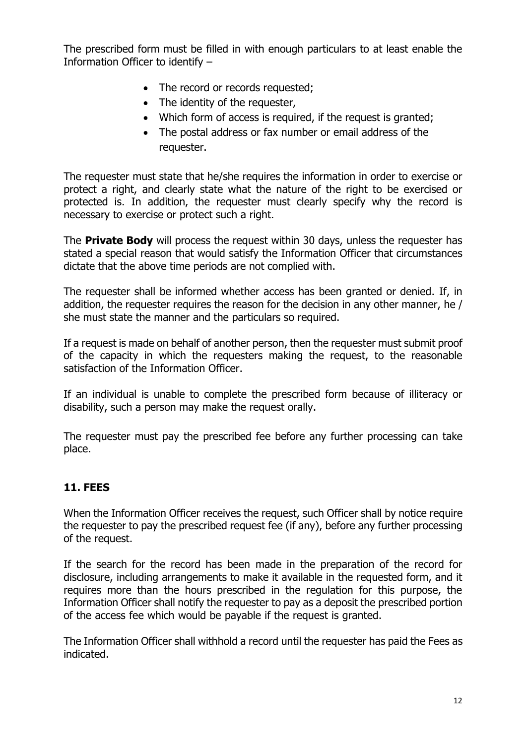The prescribed form must be filled in with enough particulars to at least enable the Information Officer to identify –

- The record or records requested;
- The identity of the requester,
- Which form of access is required, if the request is granted;
- The postal address or fax number or email address of the requester.

The requester must state that he/she requires the information in order to exercise or protect a right, and clearly state what the nature of the right to be exercised or protected is. In addition, the requester must clearly specify why the record is necessary to exercise or protect such a right.

The **Private Body** will process the request within 30 days, unless the requester has stated a special reason that would satisfy the Information Officer that circumstances dictate that the above time periods are not complied with.

The requester shall be informed whether access has been granted or denied. If, in addition, the requester requires the reason for the decision in any other manner, he / she must state the manner and the particulars so required.

If a request is made on behalf of another person, then the requester must submit proof of the capacity in which the requesters making the request, to the reasonable satisfaction of the Information Officer.

If an individual is unable to complete the prescribed form because of illiteracy or disability, such a person may make the request orally.

The requester must pay the prescribed fee before any further processing can take place.

## 11. FEES

When the Information Officer receives the request, such Officer shall by notice require the requester to pay the prescribed request fee (if any), before any further processing of the request.

If the search for the record has been made in the preparation of the record for disclosure, including arrangements to make it available in the requested form, and it requires more than the hours prescribed in the regulation for this purpose, the Information Officer shall notify the requester to pay as a deposit the prescribed portion of the access fee which would be payable if the request is granted.

The Information Officer shall withhold a record until the requester has paid the Fees as indicated.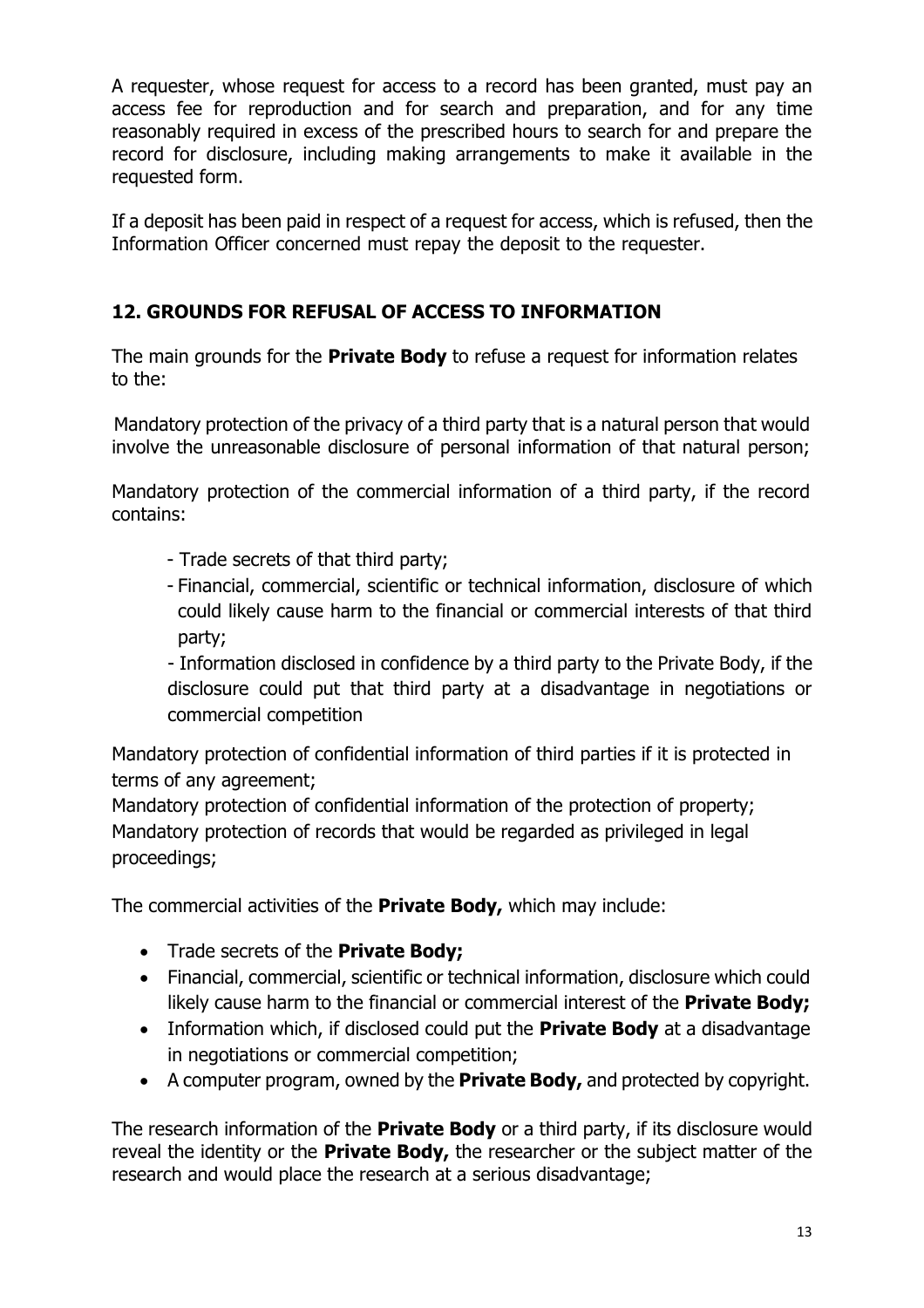A requester, whose request for access to a record has been granted, must pay an access fee for reproduction and for search and preparation, and for any time reasonably required in excess of the prescribed hours to search for and prepare the record for disclosure, including making arrangements to make it available in the requested form.

If a deposit has been paid in respect of a request for access, which is refused, then the Information Officer concerned must repay the deposit to the requester.

## 12. GROUNDS FOR REFUSAL OF ACCESS TO INFORMATION

The main grounds for the **Private Body** to refuse a request for information relates to the:

Mandatory protection of the privacy of a third party that is a natural person that would involve the unreasonable disclosure of personal information of that natural person;

Mandatory protection of the commercial information of a third party, if the record contains:

- Trade secrets of that third party;
- Financial, commercial, scientific or technical information, disclosure of which could likely cause harm to the financial or commercial interests of that third party;
- Information disclosed in confidence by a third party to the Private Body, if the disclosure could put that third party at a disadvantage in negotiations or commercial competition

Mandatory protection of confidential information of third parties if it is protected in terms of any agreement;
Mandatory protection of confidential information of the protection of property;
Mandatory protection of records that would be regarded as privileged in legal proceedings;

The commercial activities of the **Private Body,** which may include:

- Trade secrets of the **Private Body;**
- Financial, commercial, scientific or technical information, disclosure which could likely cause harm to the financial or commercial interest of the **Private Body;**
- Information which, if disclosed could put the **Private Body** at a disadvantage in negotiations or commercial competition;
- A computer program, owned by the **Private Body,** and protected by copyright.

The research information of the **Private Body** or a third party, if its disclosure would reveal the identity or the **Private Body,** the researcher or the subject matter of the research and would place the research at a serious disadvantage;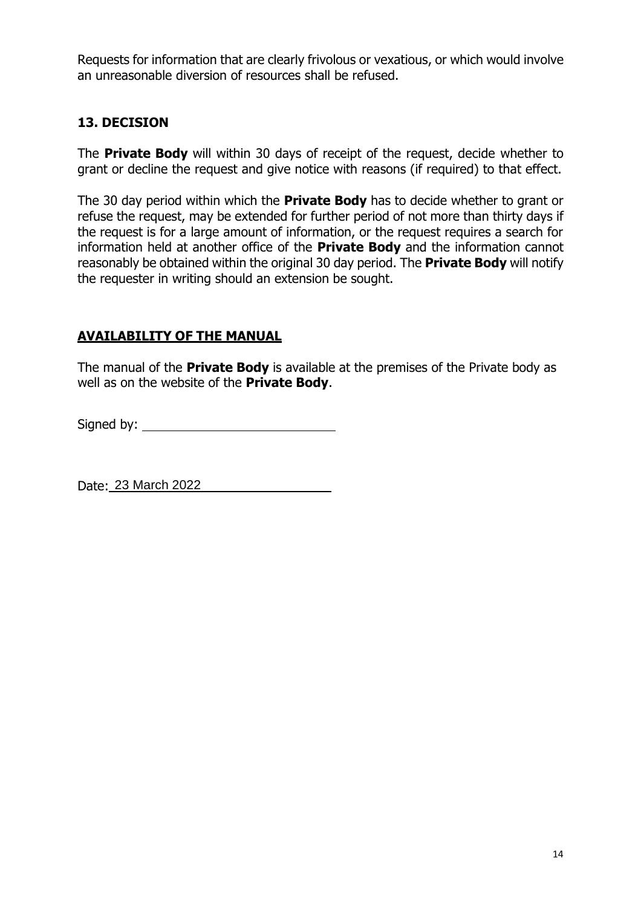Requests for information that are clearly frivolous or vexatious, or which would involve an unreasonable diversion of resources shall be refused.

## 13. DECISION

The **Private Body** will within 30 days of receipt of the request, decide whether to grant or decline the request and give notice with reasons (if required) to that effect.

The 30 day period within which the **Private Body** has to decide whether to grant or refuse the request, may be extended for further period of not more than thirty days if the request is for a large amount of information, or the request requires a search for information held at another office of the **Private Body** and the information cannot reasonably be obtained within the original 30 day period. The **Private Body** will notify the requester in writing should an extension be sought.

## AVAILABILITY OF THE MANUAL

The manual of the **Private Body** is available at the premises of the Private body as well as on the website of the **Private Body**.

Signed by: ____________________________

Date: 23 March 2022